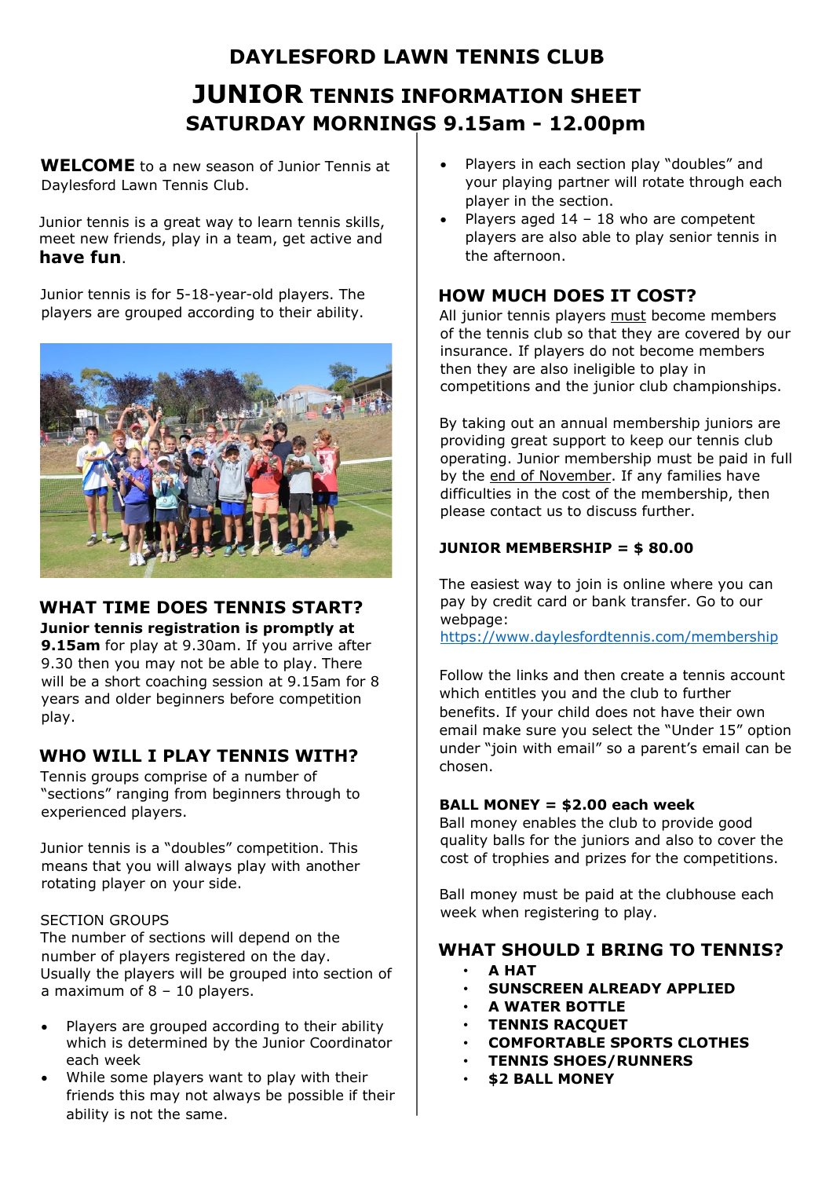# DAYLESFORD LAWN TENNIS CLUB

## JUNIOR TENNIS INFORMATION SHEET

## SATURDAY MORNINGS 9.15am - 12.00pm

**WELCOME** to a new season of Junior Tennis at Daylesford Lawn Tennis Club.

Junior tennis is a great way to learn tennis skills, meet new friends, play in a team, get active and **have fun**.

Junior tennis is for 5-18-year-old players. The players are grouped according to their ability.

### WHAT TIME DOES TENNIS START?

**Junior tennis registration is promptly at 9.15am** for play at 9.30am. If you arrive after 9.30 then you may not be able to play. There will be a short coaching session at 9.15am for 8 years and older beginners before competition play.

### WHO WILL I PLAY TENNIS WITH?

Tennis groups comprise of a number of "sections" ranging from beginners through to experienced players.

Junior tennis is a "doubles" competition. This means that you will always play with another rotating player on your side.

SECTION GROUPS

The number of sections will depend on the number of players registered on the day. Usually the players will be grouped into section of a maximum of 8 – 10 players.

- Players are grouped according to their ability which is determined by the Junior Coordinator each week
- While some players want to play with their friends this may not always be possible if their ability is not the same.
- Players in each section play "doubles" and your playing partner will rotate through each player in the section.
- Players aged 14 – 18 who are competent players are also able to play senior tennis in the afternoon.

### HOW MUCH DOES IT COST?

All junior tennis players must become members of the tennis club so that they are covered by our insurance. If players do not become members then they are also ineligible to play in competitions and the junior club championships.

By taking out an annual membership juniors are providing great support to keep our tennis club operating. Junior membership must be paid in full by the end of November. If any families have difficulties in the cost of the membership, then please contact us to discuss further.

**JUNIOR MEMBERSHIP = $ 80.00**

The easiest way to join is online where you can pay by credit card or bank transfer. Go to our webpage:
https://www.daylesfordtennis.com/membership

Follow the links and then create a tennis account which entitles you and the club to further benefits. If your child does not have their own email make sure you select the "Under 15" option under "join with email" so a parent's email can be chosen.

**BALL MONEY = $2.00 each week**

Ball money enables the club to provide good quality balls for the juniors and also to cover the cost of trophies and prizes for the competitions.

Ball money must be paid at the clubhouse each week when registering to play.

### WHAT SHOULD I BRING TO TENNIS?

- **A HAT**
- **SUNSCREEN ALREADY APPLIED**
- **A WATER BOTTLE**
- **TENNIS RACQUET**
- **COMFORTABLE SPORTS CLOTHES**
- **TENNIS SHOES/RUNNERS**
- **$2 BALL MONEY**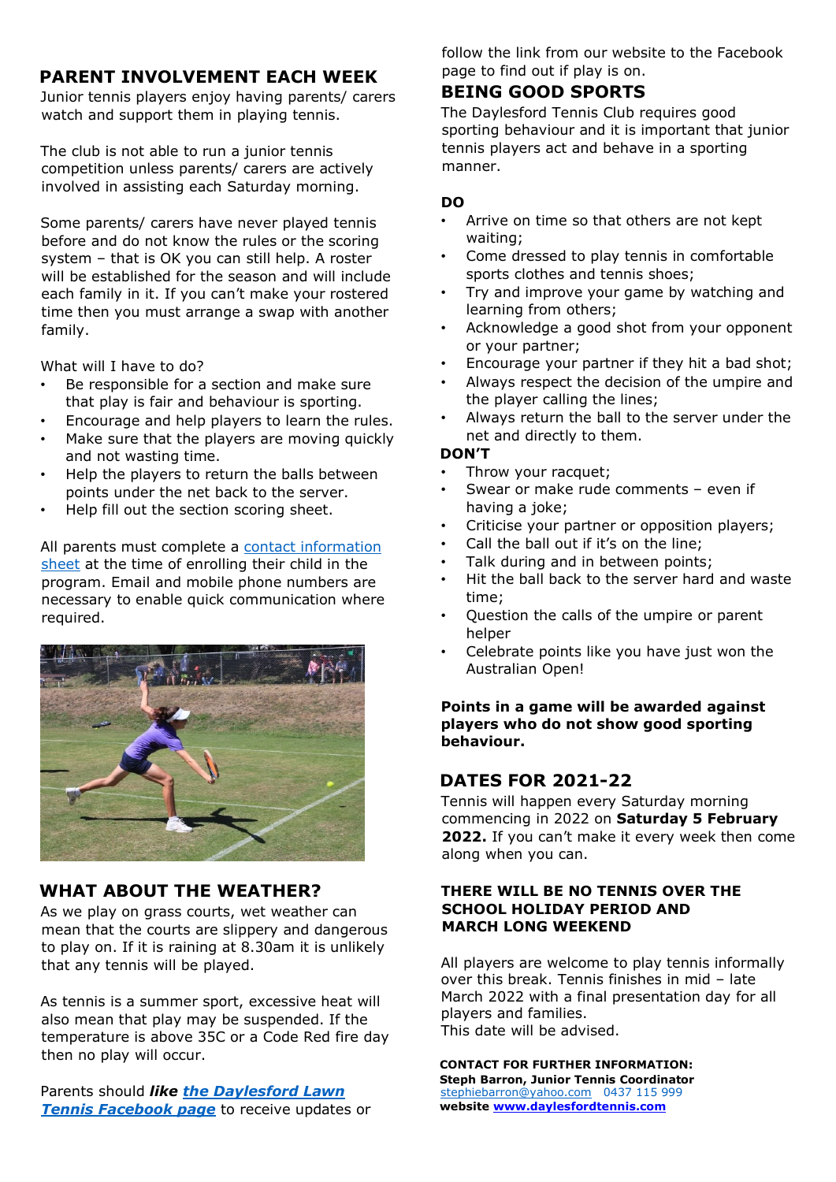## PARENT INVOLVEMENT EACH WEEK

Junior tennis players enjoy having parents/ carers watch and support them in playing tennis.

The club is not able to run a junior tennis competition unless parents/ carers are actively involved in assisting each Saturday morning.

Some parents/ carers have never played tennis before and do not know the rules or the scoring system – that is OK you can still help. A roster will be established for the season and will include each family in it. If you can't make your rostered time then you must arrange a swap with another family.

What will I have to do?

- Be responsible for a section and make sure that play is fair and behaviour is sporting.
- Encourage and help players to learn the rules.
- Make sure that the players are moving quickly and not wasting time.
- Help the players to return the balls between points under the net back to the server.
- Help fill out the section scoring sheet.

All parents must complete a contact information sheet at the time of enrolling their child in the program. Email and mobile phone numbers are necessary to enable quick communication where required.

## WHAT ABOUT THE WEATHER?

As we play on grass courts, wet weather can mean that the courts are slippery and dangerous to play on. If it is raining at 8.30am it is unlikely that any tennis will be played.

As tennis is a summer sport, excessive heat will also mean that play may be suspended. If the temperature is above 35C or a Code Red fire day then no play will occur.

Parents should ***like*** ***the Daylesford Lawn Tennis Facebook page*** to receive updates or follow the link from our website to the Facebook page to find out if play is on.

## BEING GOOD SPORTS

The Daylesford Tennis Club requires good sporting behaviour and it is important that junior tennis players act and behave in a sporting manner.

**DO**

- Arrive on time so that others are not kept waiting;
- Come dressed to play tennis in comfortable sports clothes and tennis shoes;
- Try and improve your game by watching and learning from others;
- Acknowledge a good shot from your opponent or your partner;
- Encourage your partner if they hit a bad shot;
- Always respect the decision of the umpire and the player calling the lines;
- Always return the ball to the server under the net and directly to them.

**DON'T**

- Throw your racquet;
- Swear or make rude comments – even if having a joke;
- Criticise your partner or opposition players;
- Call the ball out if it's on the line;
- Talk during and in between points;
- Hit the ball back to the server hard and waste time;
- Question the calls of the umpire or parent helper
- Celebrate points like you have just won the Australian Open!

**Points in a game will be awarded against players who do not show good sporting behaviour.**

## DATES FOR 2021-22

Tennis will happen every Saturday morning commencing in 2022 on **Saturday 5 February 2022.** If you can't make it every week then come along when you can.

**THERE WILL BE NO TENNIS OVER THE SCHOOL HOLIDAY PERIOD AND MARCH LONG WEEKEND**

All players are welcome to play tennis informally over this break. Tennis finishes in mid – late March 2022 with a final presentation day for all players and families.
This date will be advised.

**CONTACT FOR FURTHER INFORMATION:**
**Steph Barron, Junior Tennis Coordinator**
stephiebarron@yahoo.com 0437 115 999
**website www.daylesfordtennis.com**